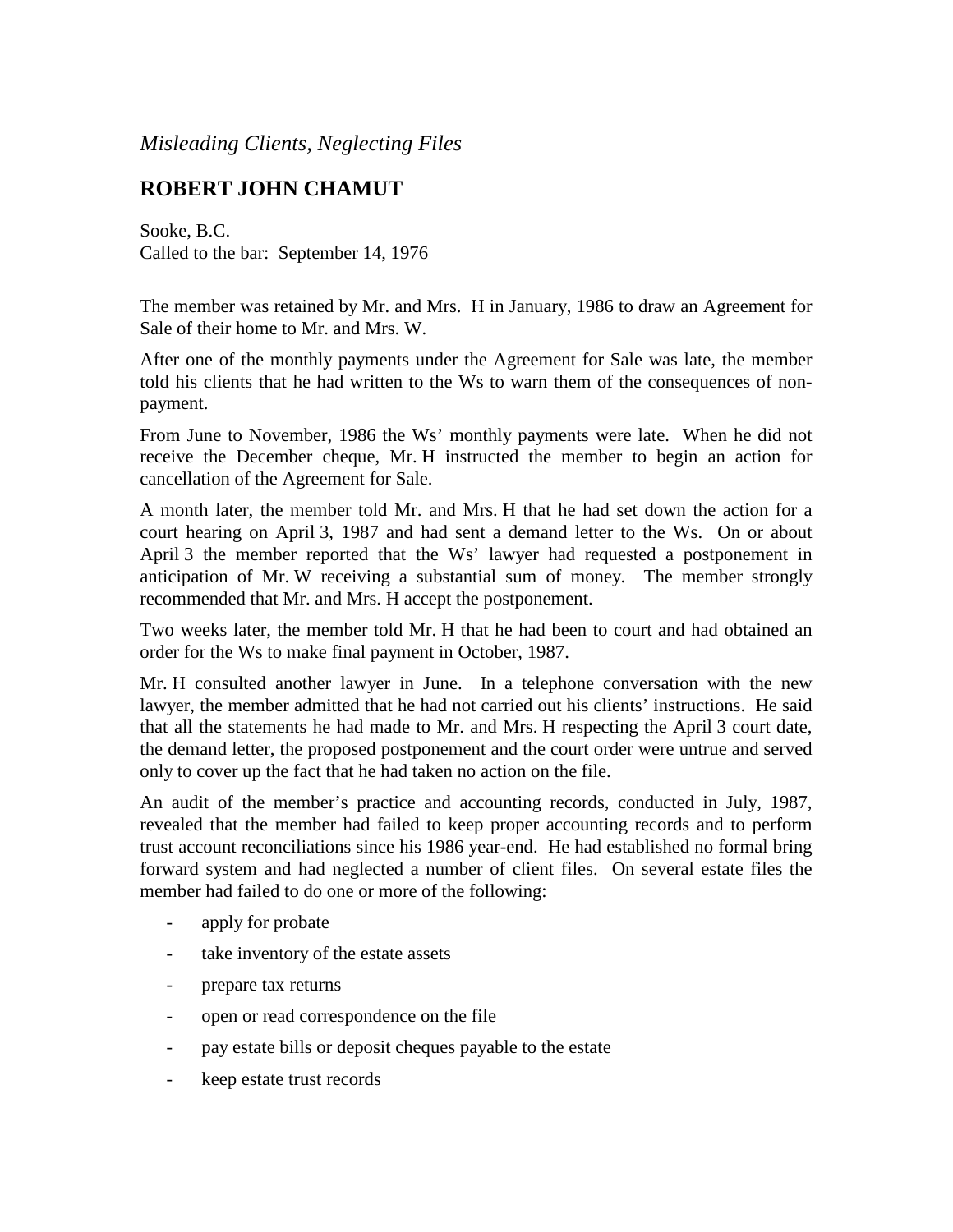*Misleading Clients, Neglecting Files*

## ROBERT JOHN CHAMUT

Sooke, B.C.
Called to the bar: September 14, 1976

The member was retained by Mr. and Mrs. H in January, 1986 to draw an Agreement for Sale of their home to Mr. and Mrs. W.

After one of the monthly payments under the Agreement for Sale was late, the member told his clients that he had written to the Ws to warn them of the consequences of non-payment.

From June to November, 1986 the Ws' monthly payments were late. When he did not receive the December cheque, Mr. H instructed the member to begin an action for cancellation of the Agreement for Sale.

A month later, the member told Mr. and Mrs. H that he had set down the action for a court hearing on April 3, 1987 and had sent a demand letter to the Ws. On or about April 3 the member reported that the Ws' lawyer had requested a postponement in anticipation of Mr. W receiving a substantial sum of money. The member strongly recommended that Mr. and Mrs. H accept the postponement.

Two weeks later, the member told Mr. H that he had been to court and had obtained an order for the Ws to make final payment in October, 1987.

Mr. H consulted another lawyer in June. In a telephone conversation with the new lawyer, the member admitted that he had not carried out his clients' instructions. He said that all the statements he had made to Mr. and Mrs. H respecting the April 3 court date, the demand letter, the proposed postponement and the court order were untrue and served only to cover up the fact that he had taken no action on the file.

An audit of the member's practice and accounting records, conducted in July, 1987, revealed that the member had failed to keep proper accounting records and to perform trust account reconciliations since his 1986 year-end. He had established no formal bring forward system and had neglected a number of client files. On several estate files the member had failed to do one or more of the following:

- apply for probate
- take inventory of the estate assets
- prepare tax returns
- open or read correspondence on the file
- pay estate bills or deposit cheques payable to the estate
- keep estate trust records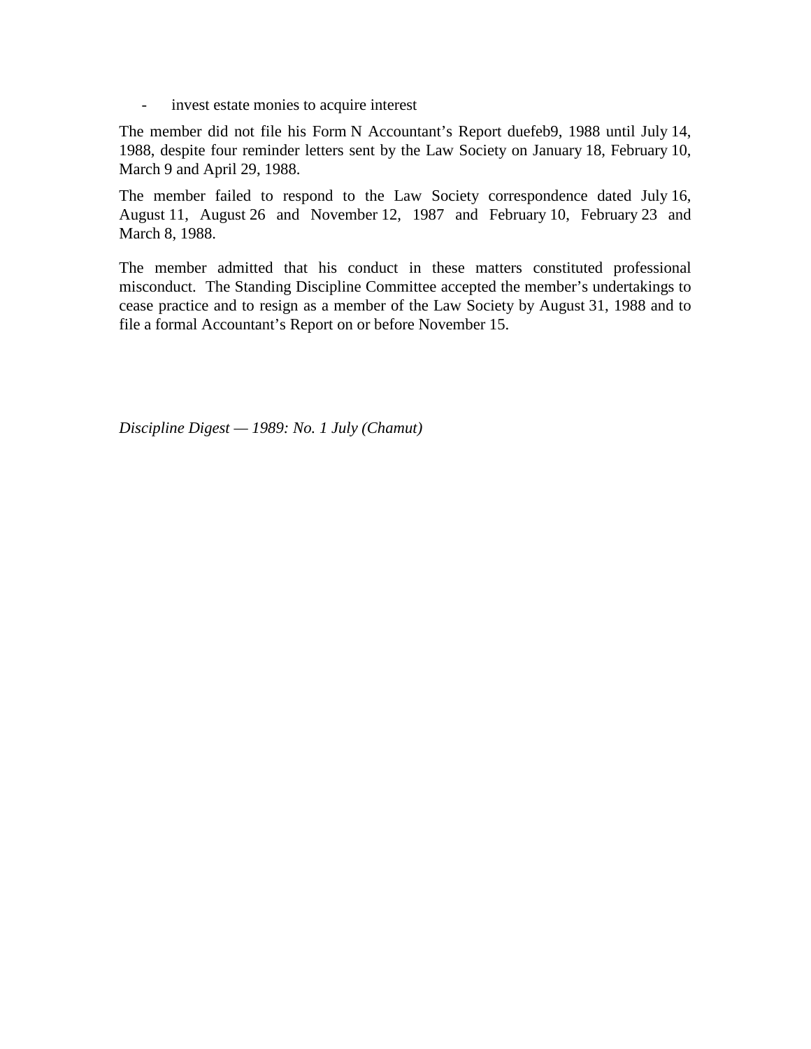- invest estate monies to acquire interest

The member did not file his Form N Accountant’s Report duefeb9, 1988 until July 14, 1988, despite four reminder letters sent by the Law Society on January 18, February 10, March 9 and April 29, 1988.

The member failed to respond to the Law Society correspondence dated July 16, August 11, August 26 and November 12, 1987 and February 10, February 23 and March 8, 1988.

The member admitted that his conduct in these matters constituted professional misconduct. The Standing Discipline Committee accepted the member’s undertakings to cease practice and to resign as a member of the Law Society by August 31, 1988 and to file a formal Accountant’s Report on or before November 15.

*Discipline Digest — 1989: No. 1 July (Chamut)*